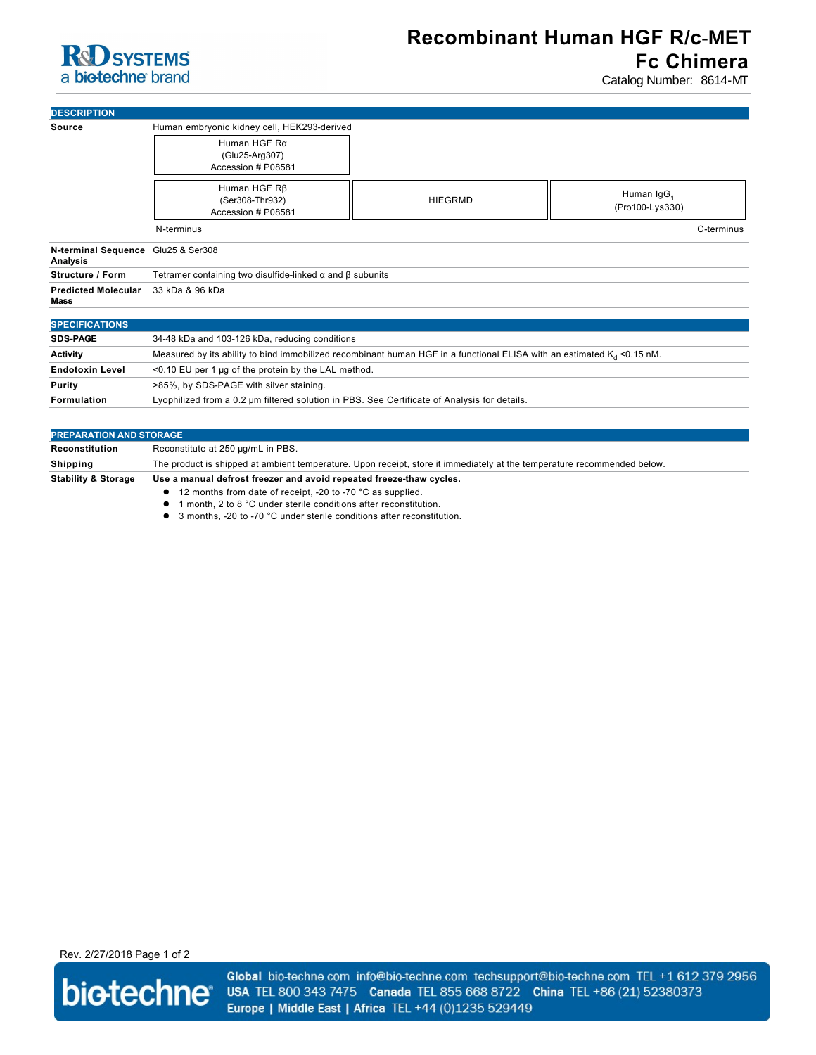# Recombinant Human HGF R/c-MET Fc Chimera

Catalog Number: 8614-MT

## DESCRIPTION

**Source**: Human embryonic kidney cell, HEK293-derived

| Human HGF Rα (Glu25-Arg307) Accession # P08581 | | |
|---|---|---|
| Human HGF Rβ (Ser308-Thr932) Accession # P08581 | HIEGRMD | Human $IgG_1$ (Pro100-Lys330) |

N-terminus → C-terminus

| | |
|---|---|
| **N-terminal Sequence Analysis** | Glu25 & Ser308 |
| **Structure / Form** | Tetramer containing two disulfide-linked α and β subunits |
| **Predicted Molecular Mass** | 33 kDa & 96 kDa |

## SPECIFICATIONS

| | |
|---|---|
| **SDS-PAGE** | 34-48 kDa and 103-126 kDa, reducing conditions |
| **Activity** | Measured by its ability to bind immobilized recombinant human HGF in a functional ELISA with an estimated $K_d$ <0.15 nM. |
| **Endotoxin Level** | <0.10 EU per 1 μg of the protein by the LAL method. |
| **Purity** | >85%, by SDS-PAGE with silver staining. |
| **Formulation** | Lyophilized from a 0.2 μm filtered solution in PBS. See Certificate of Analysis for details. |

## PREPARATION AND STORAGE

| | |
|---|---|
| **Reconstitution** | Reconstitute at 250 μg/mL in PBS. |
| **Shipping** | The product is shipped at ambient temperature. Upon receipt, store it immediately at the temperature recommended below. |
| **Stability & Storage** | **Use a manual defrost freezer and avoid repeated freeze-thaw cycles.** • 12 months from date of receipt, -20 to -70 °C as supplied. • 1 month, 2 to 8 °C under sterile conditions after reconstitution. • 3 months, -20 to -70 °C under sterile conditions after reconstitution. |

Rev. 2/27/2018

Global bio-techne.com info@bio-techne.com techsupport@bio-techne.com TEL +1 612 379 2956
USA TEL 800 343 7475 Canada TEL 855 668 8722 China TEL +86 (21) 52380373
Europe | Middle East | Africa TEL +44 (0)1235 529449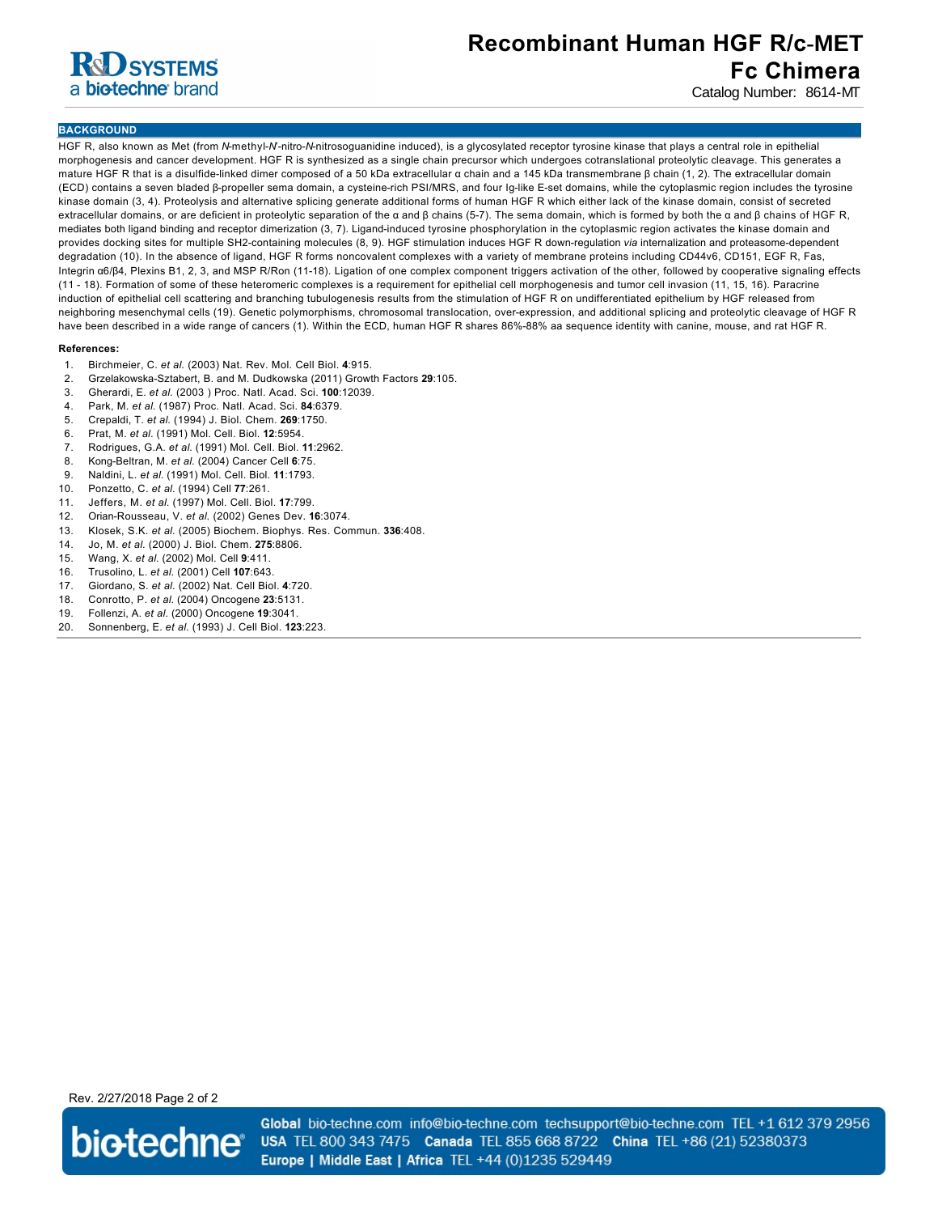## BACKGROUND

HGF R, also known as Met (from *N*-methyl-*N'*-nitro-*N*-nitrosoguanidine induced), is a glycosylated receptor tyrosine kinase that plays a central role in epithelial morphogenesis and cancer development. HGF R is synthesized as a single chain precursor which undergoes cotranslational proteolytic cleavage. This generates a mature HGF R that is a disulfide-linked dimer composed of a 50 kDa extracellular α chain and a 145 kDa transmembrane β chain (1, 2). The extracellular domain (ECD) contains a seven bladed β-propeller sema domain, a cysteine-rich PSI/MRS, and four Ig-like E-set domains, while the cytoplasmic region includes the tyrosine kinase domain (3, 4). Proteolysis and alternative splicing generate additional forms of human HGF R which either lack of the kinase domain, consist of secreted extracellular domains, or are deficient in proteolytic separation of the α and β chains (5-7). The sema domain, which is formed by both the α and β chains of HGF R, mediates both ligand binding and receptor dimerization (3, 7). Ligand-induced tyrosine phosphorylation in the cytoplasmic region activates the kinase domain and provides docking sites for multiple SH2-containing molecules (8, 9). HGF stimulation induces HGF R down-regulation *via* internalization and proteasome-dependent degradation (10). In the absence of ligand, HGF R forms noncovalent complexes with a variety of membrane proteins including CD44v6, CD151, EGF R, Fas, Integrin α6/β4, Plexins B1, 2, 3, and MSP R/Ron (11-18). Ligation of one complex component triggers activation of the other, followed by cooperative signaling effects (11 - 18). Formation of some of these heteromeric complexes is a requirement for epithelial cell morphogenesis and tumor cell invasion (11, 15, 16). Paracrine induction of epithelial cell scattering and branching tubulogenesis results from the stimulation of HGF R on undifferentiated epithelium by HGF released from neighboring mesenchymal cells (19). Genetic polymorphisms, chromosomal translocation, over-expression, and additional splicing and proteolytic cleavage of HGF R have been described in a wide range of cancers (1). Within the ECD, human HGF R shares 86%-88% aa sequence identity with canine, mouse, and rat HGF R.

**References:**

1. Birchmeier, C. *et al.* (2003) Nat. Rev. Mol. Cell Biol. **4**:915.
2. Grzelakowska-Sztabert, B. and M. Dudkowska (2011) Growth Factors **29**:105.
3. Gherardi, E. *et al.* (2003 ) Proc. Natl. Acad. Sci. **100**:12039.
4. Park, M. *et al.* (1987) Proc. Natl. Acad. Sci. **84**:6379.
5. Crepaldi, T. *et al.* (1994) J. Biol. Chem. **269**:1750.
6. Prat, M. *et al.* (1991) Mol. Cell. Biol. **12**:5954.
7. Rodrigues, G.A. *et al.* (1991) Mol. Cell. Biol. **11**:2962.
8. Kong-Beltran, M. *et al.* (2004) Cancer Cell **6**:75.
9. Naldini, L. *et al.* (1991) Mol. Cell. Biol. **11**:1793.
10. Ponzetto, C. *et al.* (1994) Cell **77**:261.
11. Jeffers, M. *et al.* (1997) Mol. Cell. Biol. **17**:799.
12. Orian-Rousseau, V. *et al.* (2002) Genes Dev. **16**:3074.
13. Klosek, S.K. *et al.* (2005) Biochem. Biophys. Res. Commun. **336**:408.
14. Jo, M. *et al.* (2000) J. Biol. Chem. **275**:8806.
15. Wang, X. *et al.* (2002) Mol. Cell **9**:411.
16. Trusolino, L. *et al.* (2001) Cell **107**:643.
17. Giordano, S. *et al.* (2002) Nat. Cell Biol. **4**:720.
18. Conrotto, P. *et al.* (2004) Oncogene **23**:5131.
19. Follenzi, A. *et al.* (2000) Oncogene **19**:3041.
20. Sonnenberg, E. *et al.* (1993) J. Cell Biol. **123**:223.

Rev. 2/27/2018

**Global** bio-techne.com info@bio-techne.com techsupport@bio-techne.com TEL +1 612 379 2956
**USA** TEL 800 343 7475 **Canada** TEL 855 668 8722 **China** TEL +86 (21) 52380373
**Europe | Middle East | Africa** TEL +44 (0)1235 529449